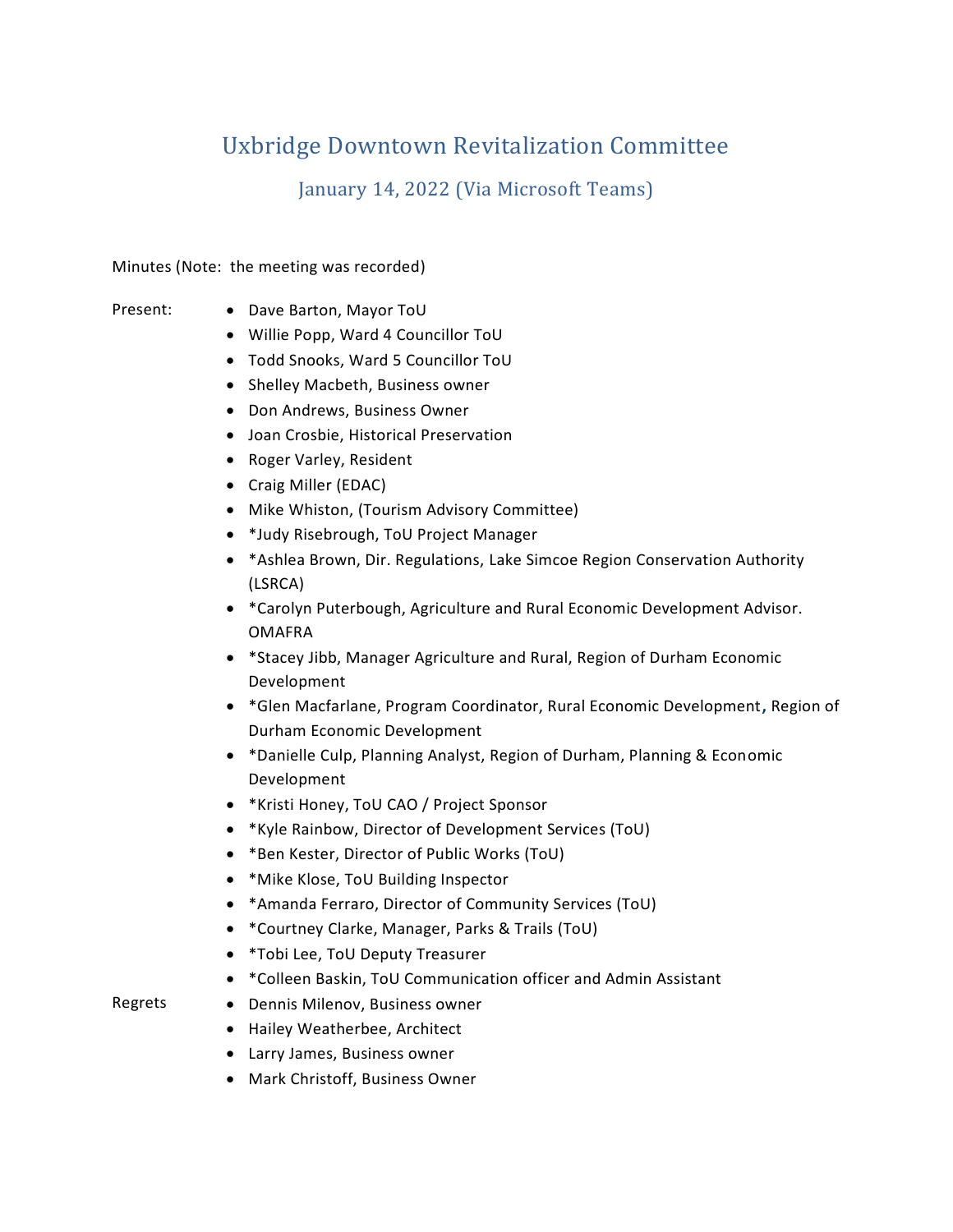# Uxbridge Downtown Revitalization Committee

## January 14, 2022 (Via Microsoft Teams)

Minutes (Note: the meeting was recorded)

Present:

- Dave Barton, Mayor ToU
- Willie Popp, Ward 4 Councillor ToU
- Todd Snooks, Ward 5 Councillor ToU
- Shelley Macbeth, Business owner
- Don Andrews, Business Owner
- Joan Crosbie, Historical Preservation
- Roger Varley, Resident
- Craig Miller (EDAC)
- Mike Whiston, (Tourism Advisory Committee)
- *Judy Risebrough, ToU Project Manager
- *Ashlea Brown, Dir. Regulations, Lake Simcoe Region Conservation Authority (LSRCA)
- *Carolyn Puterbough, Agriculture and Rural Economic Development Advisor. OMAFRA
- *Stacey Jibb, Manager Agriculture and Rural, Region of Durham Economic Development
- *Glen Macfarlane, Program Coordinator, Rural Economic Development, Region of Durham Economic Development
- *Danielle Culp, Planning Analyst, Region of Durham, Planning & Economic Development
- *Kristi Honey, ToU CAO / Project Sponsor
- *Kyle Rainbow, Director of Development Services (ToU)
- *Ben Kester, Director of Public Works (ToU)
- *Mike Klose, ToU Building Inspector
- *Amanda Ferraro, Director of Community Services (ToU)
- *Courtney Clarke, Manager, Parks & Trails (ToU)
- *Tobi Lee, ToU Deputy Treasurer
- *Colleen Baskin, ToU Communication officer and Admin Assistant

Regrets

- Dennis Milenov, Business owner
- Hailey Weatherbee, Architect
- Larry James, Business owner
- Mark Christoff, Business Owner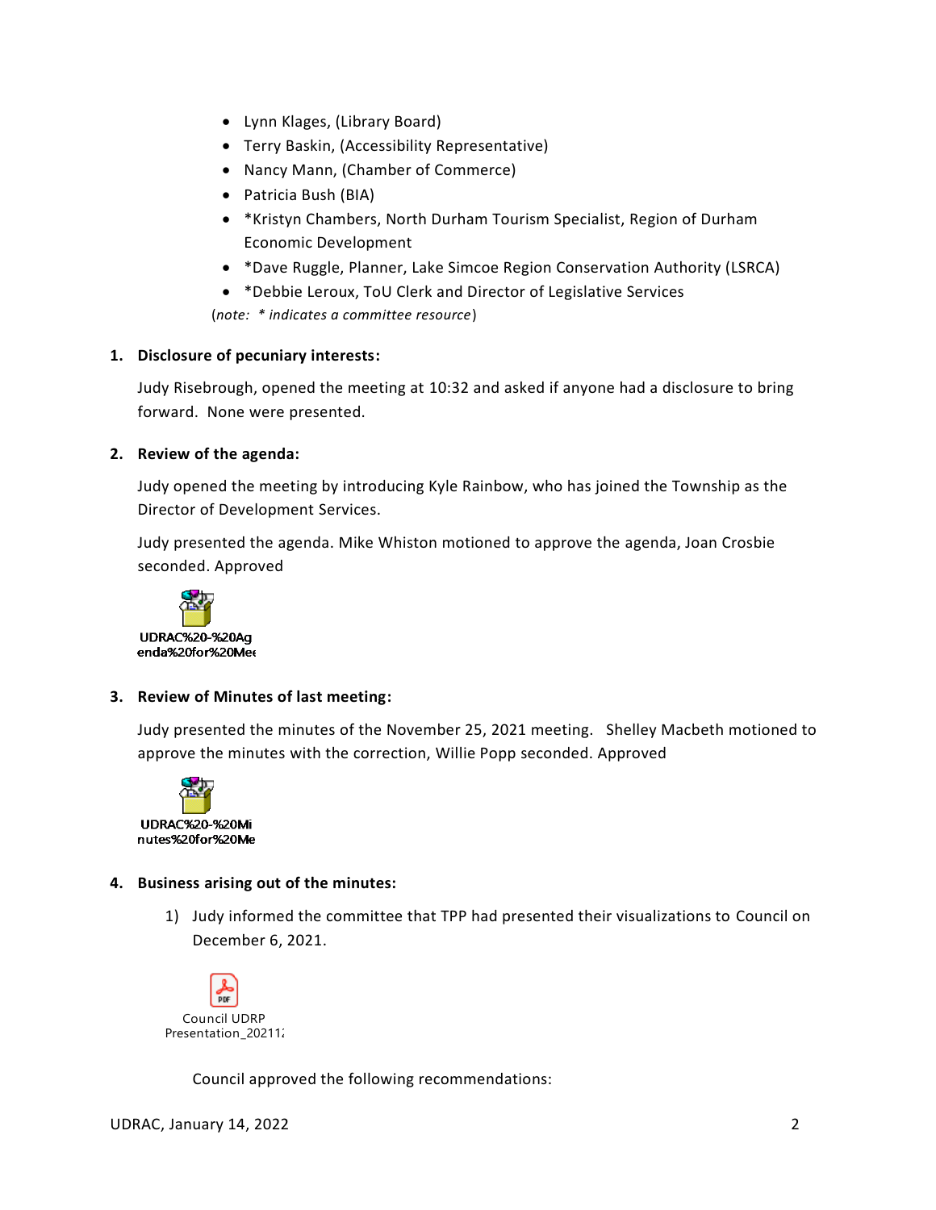- Lynn Klages, (Library Board)
- Terry Baskin, (Accessibility Representative)
- Nancy Mann, (Chamber of Commerce)
- Patricia Bush (BIA)
- *Kristyn Chambers, North Durham Tourism Specialist, Region of Durham Economic Development
- *Dave Ruggle, Planner, Lake Simcoe Region Conservation Authority (LSRCA)
- *Debbie Leroux, ToU Clerk and Director of Legislative Services

(*note: * indicates a committee resource*)

1. **Disclosure of pecuniary interests:**

   Judy Risebrough, opened the meeting at 10:32 and asked if anyone had a disclosure to bring forward. None were presented.

2. **Review of the agenda:**

   Judy opened the meeting by introducing Kyle Rainbow, who has joined the Township as the Director of Development Services.

   Judy presented the agenda. Mike Whiston motioned to approve the agenda, Joan Crosbie seconded. Approved

   UDRAC%20-%20Agenda%20for%20Mee

3. **Review of Minutes of last meeting:**

   Judy presented the minutes of the November 25, 2021 meeting. Shelley Macbeth motioned to approve the minutes with the correction, Willie Popp seconded. Approved

   UDRAC%20-%20Minutes%20for%20Me

4. **Business arising out of the minutes:**

   1) Judy informed the committee that TPP had presented their visualizations to Council on December 6, 2021.

      Council UDRP Presentation_20211

      Council approved the following recommendations: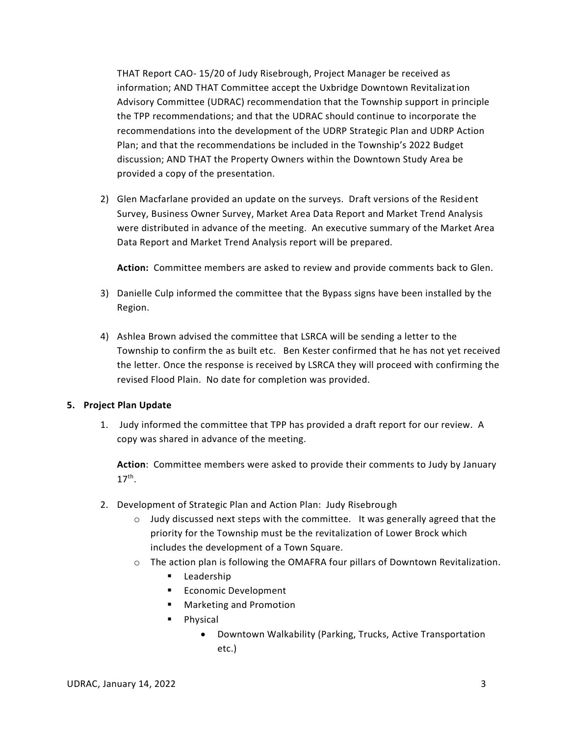THAT Report CAO- 15/20 of Judy Risebrough, Project Manager be received as information; AND THAT Committee accept the Uxbridge Downtown Revitalization Advisory Committee (UDRAC) recommendation that the Township support in principle the TPP recommendations; and that the UDRAC should continue to incorporate the recommendations into the development of the UDRP Strategic Plan and UDRP Action Plan; and that the recommendations be included in the Township's 2022 Budget discussion; AND THAT the Property Owners within the Downtown Study Area be provided a copy of the presentation.

2) Glen Macfarlane provided an update on the surveys. Draft versions of the Resident Survey, Business Owner Survey, Market Area Data Report and Market Trend Analysis were distributed in advance of the meeting. An executive summary of the Market Area Data Report and Market Trend Analysis report will be prepared.

   **Action:** Committee members are asked to review and provide comments back to Glen.

3) Danielle Culp informed the committee that the Bypass signs have been installed by the Region.

4) Ashlea Brown advised the committee that LSRCA will be sending a letter to the Township to confirm the as built etc. Ben Kester confirmed that he has not yet received the letter. Once the response is received by LSRCA they will proceed with confirming the revised Flood Plain. No date for completion was provided.

## 5. Project Plan Update

1. Judy informed the committee that TPP has provided a draft report for our review. A copy was shared in advance of the meeting.

   **Action**: Committee members were asked to provide their comments to Judy by January 17th.

2. Development of Strategic Plan and Action Plan: Judy Risebrough
   - Judy discussed next steps with the committee. It was generally agreed that the priority for the Township must be the revitalization of Lower Brock which includes the development of a Town Square.
   - The action plan is following the OMAFRA four pillars of Downtown Revitalization.
     - Leadership
     - Economic Development
     - Marketing and Promotion
     - Physical
       - Downtown Walkability (Parking, Trucks, Active Transportation etc.)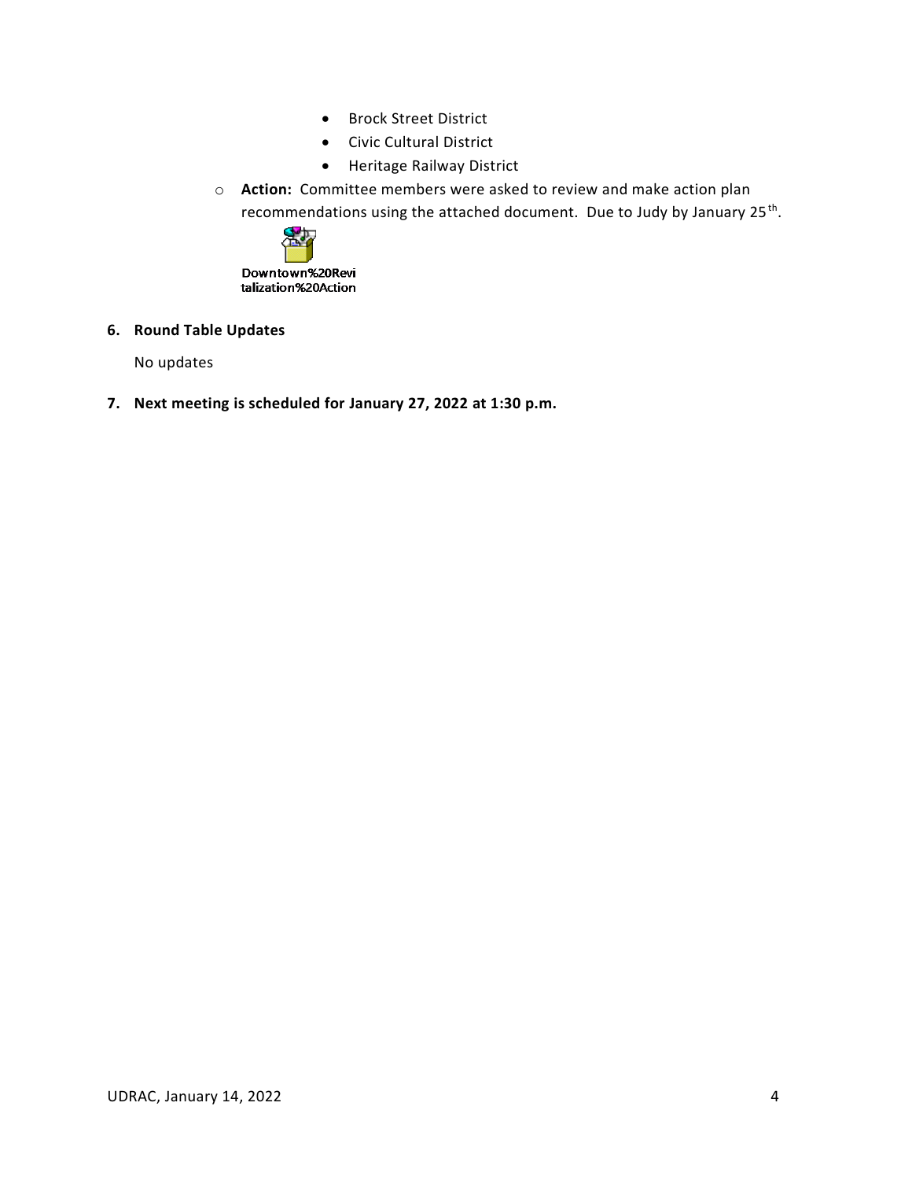- Brock Street District
- Civic Cultural District
- Heritage Railway District

- **Action:** Committee members were asked to review and make action plan recommendations using the attached document. Due to Judy by January 25th.

Downtown%20Revitalization%20Action

**6. Round Table Updates**

No updates

**7. Next meeting is scheduled for January 27, 2022 at 1:30 p.m.**